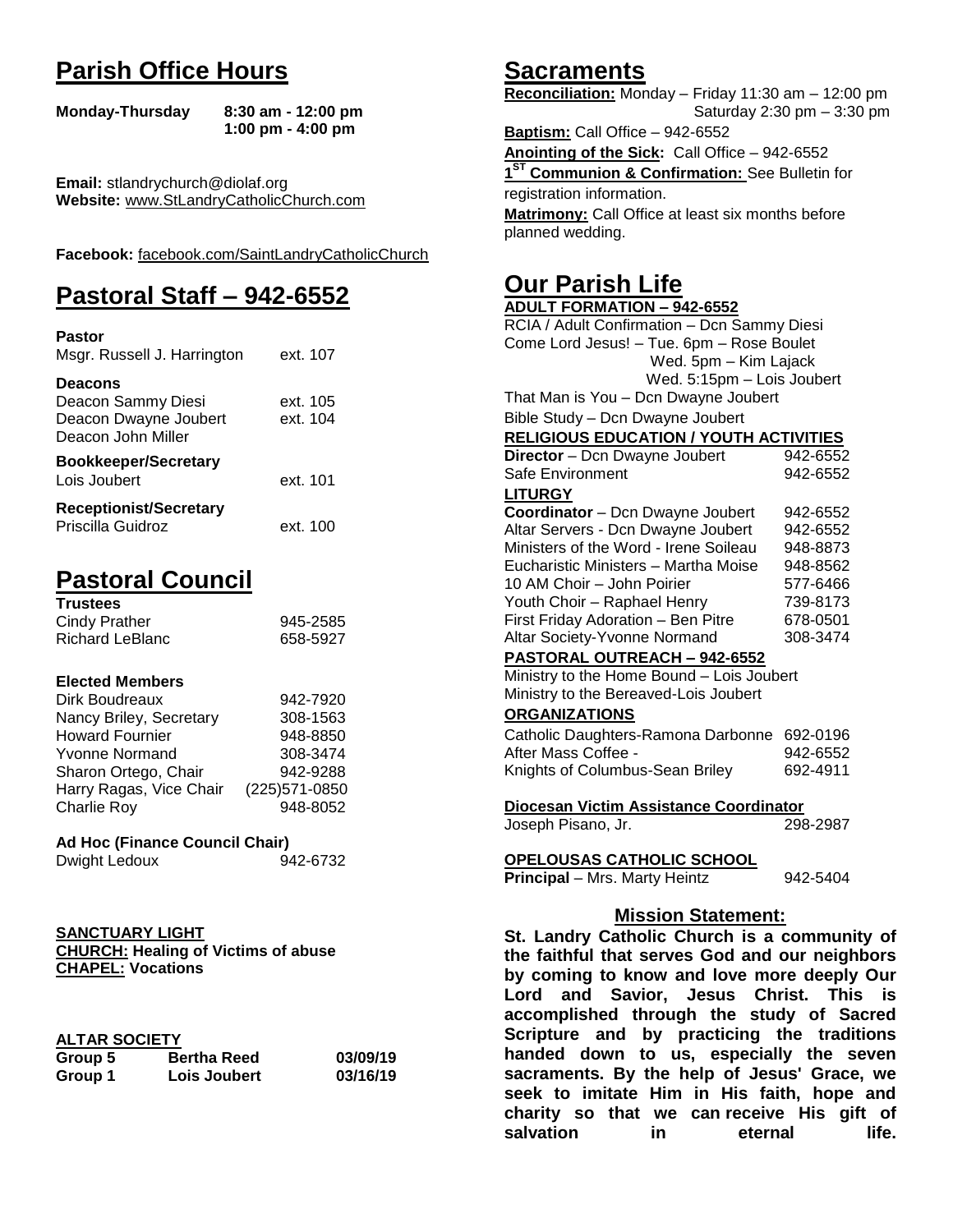# Parish Office Hours

**Monday-Thursday** **8:30 am - 12:00 pm**
**1:00 pm - 4:00 pm**

**Email:** stlandrychurch@diolaf.org
**Website:** www.StLandryCatholicChurch.com

**Facebook:** facebook.com/SaintLandryCatholicChurch

# Pastoral Staff – 942-6552

**Pastor**

| | |
|---|---|
| Msgr. Russell J. Harrington | ext. 107 |

**Deacons**

| | |
|---|---|
| Deacon Sammy Diesi | ext. 105 |
| Deacon Dwayne Joubert | ext. 104 |
| Deacon John Miller | |

**Bookkeeper/Secretary**

| | |
|---|---|
| Lois Joubert | ext. 101 |

**Receptionist/Secretary**

| | |
|---|---|
| Priscilla Guidroz | ext. 100 |

# Pastoral Council

**Trustees**

| | |
|---|---|
| Cindy Prather | 945-2585 |
| Richard LeBlanc | 658-5927 |

**Elected Members**

| | |
|---|---|
| Dirk Boudreaux | 942-7920 |
| Nancy Briley, Secretary | 308-1563 |
| Howard Fournier | 948-8850 |
| Yvonne Normand | 308-3474 |
| Sharon Ortego, Chair | 942-9288 |
| Harry Ragas, Vice Chair | (225)571-0850 |
| Charlie Roy | 948-8052 |

**Ad Hoc (Finance Council Chair)**

| | |
|---|---|
| Dwight Ledoux | 942-6732 |

**SANCTUARY LIGHT**
**CHURCH: Healing of Victims of abuse**
**CHAPEL: Vocations**

**ALTAR SOCIETY**

| | | |
|---|---|---|
| **Group 5** | **Bertha Reed** | **03/09/19** |
| **Group 1** | **Lois Joubert** | **03/16/19** |

# Sacraments

**Reconciliation:** Monday – Friday 11:30 am – 12:00 pm
Saturday 2:30 pm – 3:30 pm

**Baptism:** Call Office – 942-6552

**Anointing of the Sick:** Call Office – 942-6552

**1ST Communion & Confirmation:** See Bulletin for registration information.

**Matrimony:** Call Office at least six months before planned wedding.

# Our Parish Life

**ADULT FORMATION – 942-6552**

RCIA / Adult Confirmation – Dcn Sammy Diesi
Come Lord Jesus! – Tue. 6pm – Rose Boulet
Wed. 5pm – Kim Lajack
Wed. 5:15pm – Lois Joubert
That Man is You – Dcn Dwayne Joubert
Bible Study – Dcn Dwayne Joubert

**RELIGIOUS EDUCATION / YOUTH ACTIVITIES**

| | |
|---|---|
| **Director** – Dcn Dwayne Joubert | 942-6552 |
| Safe Environment | 942-6552 |

**LITURGY**

| | |
|---|---|
| **Coordinator** – Dcn Dwayne Joubert | 942-6552 |
| Altar Servers - Dcn Dwayne Joubert | 942-6552 |
| Ministers of the Word - Irene Soileau | 948-8873 |
| Eucharistic Ministers – Martha Moise | 948-8562 |
| 10 AM Choir – John Poirier | 577-6466 |
| Youth Choir – Raphael Henry | 739-8173 |
| First Friday Adoration – Ben Pitre | 678-0501 |
| Altar Society-Yvonne Normand | 308-3474 |

**PASTORAL OUTREACH – 942-6552**

Ministry to the Home Bound – Lois Joubert
Ministry to the Bereaved-Lois Joubert

**ORGANIZATIONS**

| | |
|---|---|
| Catholic Daughters-Ramona Darbonne | 692-0196 |
| After Mass Coffee - | 942-6552 |
| Knights of Columbus-Sean Briley | 692-4911 |

**Diocesan Victim Assistance Coordinator**

| | |
|---|---|
| Joseph Pisano, Jr. | 298-2987 |

**OPELOUSAS CATHOLIC SCHOOL**

| | |
|---|---|
| **Principal** – Mrs. Marty Heintz | 942-5404 |

## Mission Statement:

**St. Landry Catholic Church is a community of the faithful that serves God and our neighbors by coming to know and love more deeply Our Lord and Savior, Jesus Christ. This is accomplished through the study of Sacred Scripture and by practicing the traditions handed down to us, especially the seven sacraments. By the help of Jesus' Grace, we seek to imitate Him in His faith, hope and charity so that we can receive His gift of salvation in eternal life.**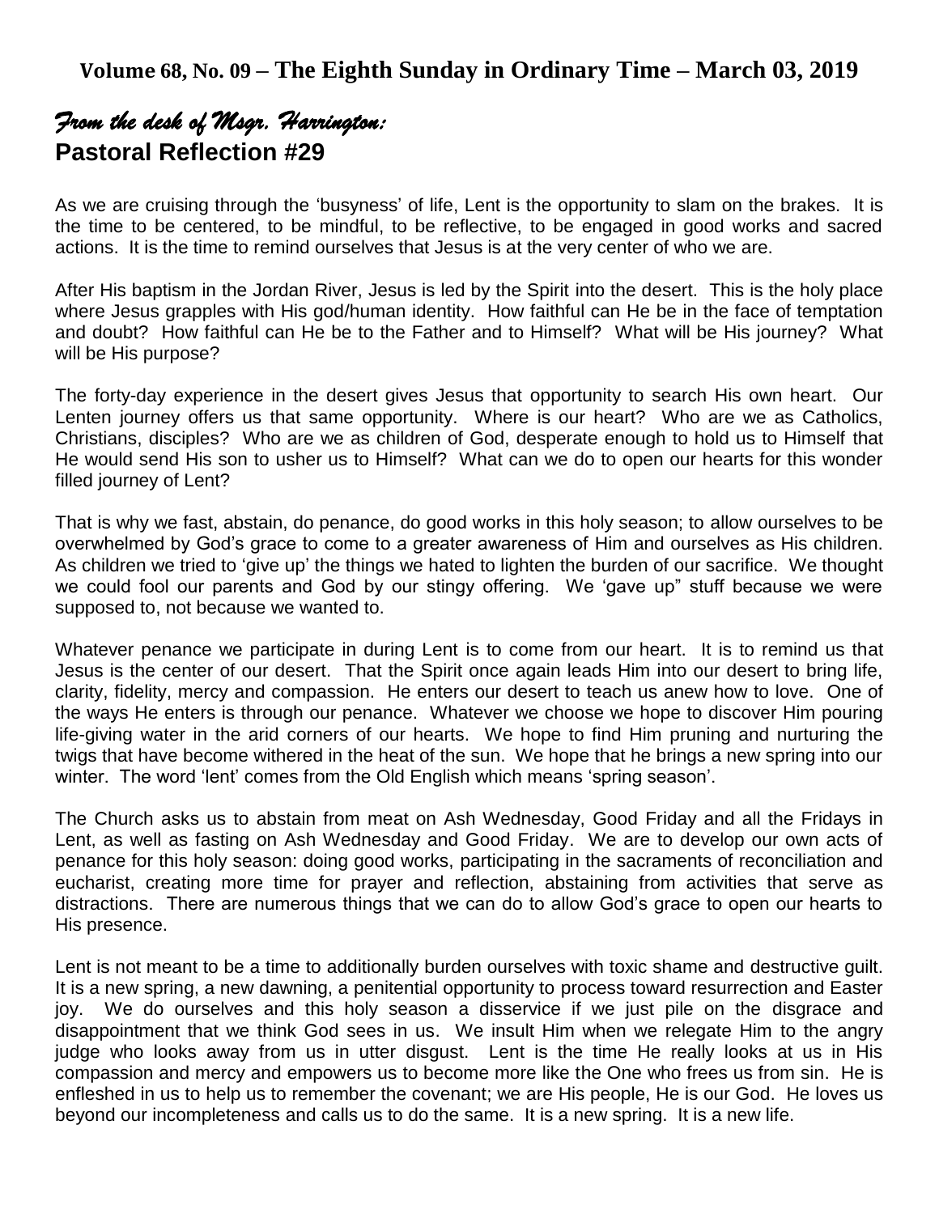**Volume 68, No. 09 – The Eighth Sunday in Ordinary Time – March 03, 2019**

## *From the desk of Msgr. Harrington:*

## Pastoral Reflection #29

As we are cruising through the 'busyness' of life, Lent is the opportunity to slam on the brakes. It is the time to be centered, to be mindful, to be reflective, to be engaged in good works and sacred actions. It is the time to remind ourselves that Jesus is at the very center of who we are.

After His baptism in the Jordan River, Jesus is led by the Spirit into the desert. This is the holy place where Jesus grapples with His god/human identity. How faithful can He be in the face of temptation and doubt? How faithful can He be to the Father and to Himself? What will be His journey? What will be His purpose?

The forty-day experience in the desert gives Jesus that opportunity to search His own heart. Our Lenten journey offers us that same opportunity. Where is our heart? Who are we as Catholics, Christians, disciples? Who are we as children of God, desperate enough to hold us to Himself that He would send His son to usher us to Himself? What can we do to open our hearts for this wonder filled journey of Lent?

That is why we fast, abstain, do penance, do good works in this holy season; to allow ourselves to be overwhelmed by God's grace to come to a greater awareness of Him and ourselves as His children. As children we tried to 'give up' the things we hated to lighten the burden of our sacrifice. We thought we could fool our parents and God by our stingy offering. We 'gave up" stuff because we were supposed to, not because we wanted to.

Whatever penance we participate in during Lent is to come from our heart. It is to remind us that Jesus is the center of our desert. That the Spirit once again leads Him into our desert to bring life, clarity, fidelity, mercy and compassion. He enters our desert to teach us anew how to love. One of the ways He enters is through our penance. Whatever we choose we hope to discover Him pouring life-giving water in the arid corners of our hearts. We hope to find Him pruning and nurturing the twigs that have become withered in the heat of the sun. We hope that he brings a new spring into our winter. The word 'lent' comes from the Old English which means 'spring season'.

The Church asks us to abstain from meat on Ash Wednesday, Good Friday and all the Fridays in Lent, as well as fasting on Ash Wednesday and Good Friday. We are to develop our own acts of penance for this holy season: doing good works, participating in the sacraments of reconciliation and eucharist, creating more time for prayer and reflection, abstaining from activities that serve as distractions. There are numerous things that we can do to allow God's grace to open our hearts to His presence.

Lent is not meant to be a time to additionally burden ourselves with toxic shame and destructive guilt. It is a new spring, a new dawning, a penitential opportunity to process toward resurrection and Easter joy. We do ourselves and this holy season a disservice if we just pile on the disgrace and disappointment that we think God sees in us. We insult Him when we relegate Him to the angry judge who looks away from us in utter disgust. Lent is the time He really looks at us in His compassion and mercy and empowers us to become more like the One who frees us from sin. He is enfleshed in us to help us to remember the covenant; we are His people, He is our God. He loves us beyond our incompleteness and calls us to do the same. It is a new spring. It is a new life.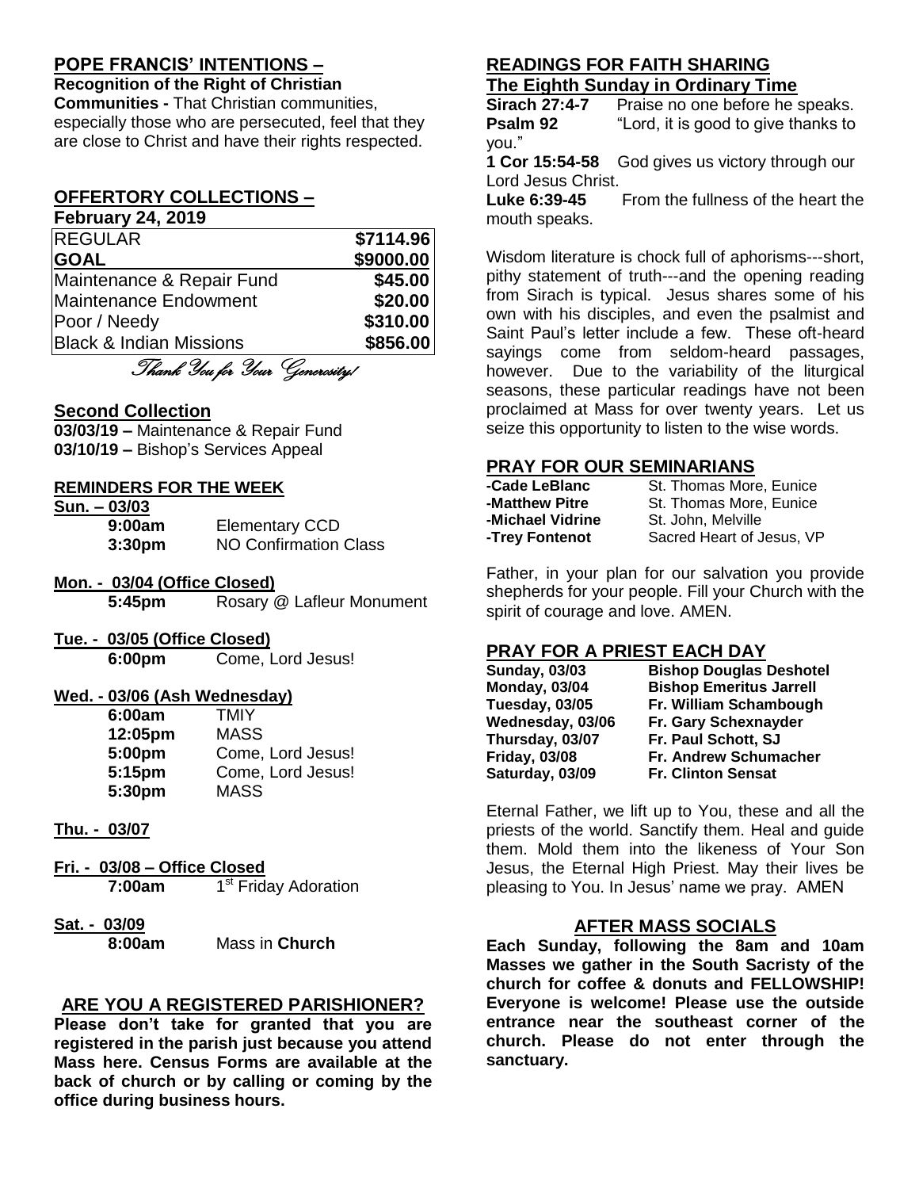## POPE FRANCIS' INTENTIONS –

**Recognition of the Right of Christian Communities -** That Christian communities, especially those who are persecuted, feel that they are close to Christ and have their rights respected.

## OFFERTORY COLLECTIONS – February 24, 2019

| | |
|---|---|
| REGULAR | **$7114.96** |
| **GOAL** | **$9000.00** |
| Maintenance & Repair Fund | **$45.00** |
| Maintenance Endowment | **$20.00** |
| Poor / Needy | **$310.00** |
| Black & Indian Missions | **$856.00** |

*Thank You for Your Generosity!*

## Second Collection

**03/03/19 –** Maintenance & Repair Fund
**03/10/19 –** Bishop's Services Appeal

## REMINDERS FOR THE WEEK

**Sun. – 03/03**

| | |
|---|---|
| **9:00am** | Elementary CCD |
| **3:30pm** | NO Confirmation Class |

**Mon. - 03/04 (Office Closed)**

| | |
|---|---|
| **5:45pm** | Rosary @ Lafleur Monument |

**Tue. - 03/05 (Office Closed)**

| | |
|---|---|
| **6:00pm** | Come, Lord Jesus! |

**Wed. - 03/06 (Ash Wednesday)**

| | |
|---|---|
| **6:00am** | TMIY |
| **12:05pm** | MASS |
| **5:00pm** | Come, Lord Jesus! |
| **5:15pm** | Come, Lord Jesus! |
| **5:30pm** | MASS |

**Thu. - 03/07**

**Fri. - 03/08 – Office Closed**

| | |
|---|---|
| **7:00am** | 1st Friday Adoration |

**Sat. - 03/09**

| | |
|---|---|
| **8:00am** | Mass in **Church** |

## ARE YOU A REGISTERED PARISHIONER?

**Please don't take for granted that you are registered in the parish just because you attend Mass here. Census Forms are available at the back of church or by calling or coming by the office during business hours.**

## READINGS FOR FAITH SHARING

### The Eighth Sunday in Ordinary Time

**Sirach 27:4-7** Praise no one before he speaks.
**Psalm 92** "Lord, it is good to give thanks to you."
**1 Cor 15:54-58** God gives us victory through our Lord Jesus Christ.
**Luke 6:39-45** From the fullness of the heart the mouth speaks.

Wisdom literature is chock full of aphorisms---short, pithy statement of truth---and the opening reading from Sirach is typical. Jesus shares some of his own with his disciples, and even the psalmist and Saint Paul's letter include a few. These oft-heard sayings come from seldom-heard passages, however. Due to the variability of the liturgical seasons, these particular readings have not been proclaimed at Mass for over twenty years. Let us seize this opportunity to listen to the wise words.

## PRAY FOR OUR SEMINARIANS

| | |
|---|---|
| **-Cade LeBlanc** | St. Thomas More, Eunice |
| **-Matthew Pitre** | St. Thomas More, Eunice |
| **-Michael Vidrine** | St. John, Melville |
| **-Trey Fontenot** | Sacred Heart of Jesus, VP |

Father, in your plan for our salvation you provide shepherds for your people. Fill your Church with the spirit of courage and love. AMEN.

## PRAY FOR A PRIEST EACH DAY

| | |
|---|---|
| **Sunday, 03/03** | **Bishop Douglas Deshotel** |
| **Monday, 03/04** | **Bishop Emeritus Jarrell** |
| **Tuesday, 03/05** | **Fr. William Schambough** |
| **Wednesday, 03/06** | **Fr. Gary Schexnayder** |
| **Thursday, 03/07** | **Fr. Paul Schott, SJ** |
| **Friday, 03/08** | **Fr. Andrew Schumacher** |
| **Saturday, 03/09** | **Fr. Clinton Sensat** |

Eternal Father, we lift up to You, these and all the priests of the world. Sanctify them. Heal and guide them. Mold them into the likeness of Your Son Jesus, the Eternal High Priest. May their lives be pleasing to You. In Jesus' name we pray. AMEN

## AFTER MASS SOCIALS

**Each Sunday, following the 8am and 10am Masses we gather in the South Sacristy of the church for coffee & donuts and FELLOWSHIP! Everyone is welcome! Please use the outside entrance near the southeast corner of the church. Please do not enter through the sanctuary.**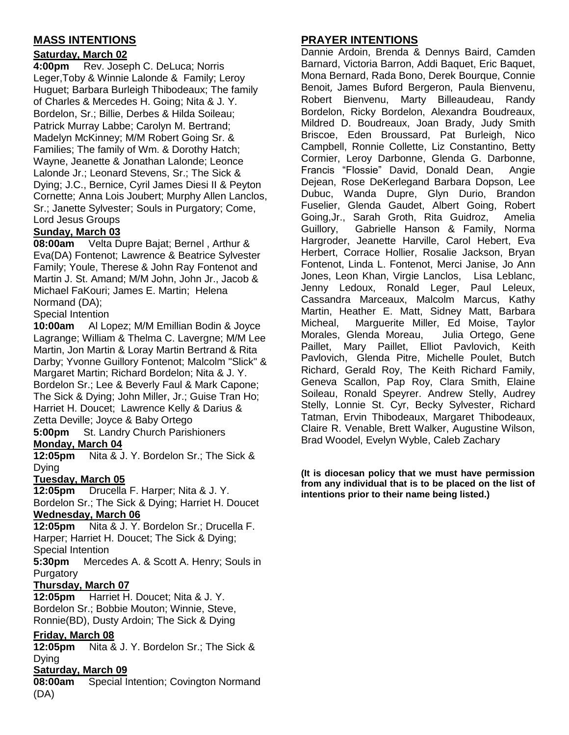## MASS INTENTIONS

**Saturday, March 02**

**4:00pm** Rev. Joseph C. DeLuca; Norris Leger,Toby & Winnie Lalonde & Family; Leroy Huguet; Barbara Burleigh Thibodeaux; The family of Charles & Mercedes H. Going; Nita & J. Y. Bordelon, Sr.; Billie, Derbes & Hilda Soileau; Patrick Murray Labbe; Carolyn M. Bertrand; Madelyn McKinney; M/M Robert Going Sr. & Families; The family of Wm. & Dorothy Hatch; Wayne, Jeanette & Jonathan Lalonde; Leonce Lalonde Jr.; Leonard Stevens, Sr.; The Sick & Dying; J.C., Bernice, Cyril James Diesi II & Peyton Cornette; Anna Lois Joubert; Murphy Allen Lanclos, Sr.; Janette Sylvester; Souls in Purgatory; Come, Lord Jesus Groups

**Sunday, March 03**

**08:00am** Velta Dupre Bajat; Bernel , Arthur & Eva(DA) Fontenot; Lawrence & Beatrice Sylvester Family; Youle, Therese & John Ray Fontenot and Martin J. St. Amand; M/M John, John Jr., Jacob & Michael FaKouri; James E. Martin; Helena Normand (DA);
Special Intention

**10:00am** Al Lopez; M/M Emillian Bodin & Joyce Lagrange; William & Thelma C. Lavergne; M/M Lee Martin, Jon Martin & Loray Martin Bertrand & Rita Darby; Yvonne Guillory Fontenot; Malcolm "Slick" & Margaret Martin; Richard Bordelon; Nita & J. Y. Bordelon Sr.; Lee & Beverly Faul & Mark Capone; The Sick & Dying; John Miller, Jr.; Guise Tran Ho; Harriet H. Doucet; Lawrence Kelly & Darius & Zetta Deville; Joyce & Baby Ortego

**5:00pm** St. Landry Church Parishioners

**Monday, March 04**

**12:05pm** Nita & J. Y. Bordelon Sr.; The Sick & Dying

**Tuesday, March 05**

**12:05pm** Drucella F. Harper; Nita & J. Y. Bordelon Sr.; The Sick & Dying; Harriet H. Doucet

**Wednesday, March 06**

**12:05pm** Nita & J. Y. Bordelon Sr.; Drucella F. Harper; Harriet H. Doucet; The Sick & Dying; Special Intention

**5:30pm** Mercedes A. & Scott A. Henry; Souls in Purgatory

**Thursday, March 07**

**12:05pm** Harriet H. Doucet; Nita & J. Y. Bordelon Sr.; Bobbie Mouton; Winnie, Steve, Ronnie(BD), Dusty Ardoin; The Sick & Dying

**Friday, March 08**

**12:05pm** Nita & J. Y. Bordelon Sr.; The Sick & Dying

**Saturday, March 09**

**08:00am** Special Intention; Covington Normand (DA)

## PRAYER INTENTIONS

Dannie Ardoin, Brenda & Dennys Baird, Camden Barnard, Victoria Barron, Addi Baquet, Eric Baquet, Mona Bernard, Rada Bono, Derek Bourque, Connie Benoit, James Buford Bergeron, Paula Bienvenu, Robert Bienvenu, Marty Billeaudeau, Randy Bordelon, Ricky Bordelon, Alexandra Boudreaux, Mildred D. Boudreaux, Joan Brady, Judy Smith Briscoe, Eden Broussard, Pat Burleigh, Nico Campbell, Ronnie Collette, Liz Constantino, Betty Cormier, Leroy Darbonne, Glenda G. Darbonne, Francis "Flossie" David, Donald Dean, Angie Dejean, Rose DeKerlegand Barbara Dopson, Lee Dubuc, Wanda Dupre, Glyn Durio, Brandon Fuselier, Glenda Gaudet, Albert Going, Robert Going,Jr., Sarah Groth, Rita Guidroz, Amelia Guillory, Gabrielle Hanson & Family, Norma Hargroder, Jeanette Harville, Carol Hebert, Eva Herbert, Corrace Hollier, Rosalie Jackson, Bryan Fontenot, Linda L. Fontenot, Merci Janise, Jo Ann Jones, Leon Khan, Virgie Lanclos, Lisa Leblanc, Jenny Ledoux, Ronald Leger, Paul Leleux, Cassandra Marceaux, Malcolm Marcus, Kathy Martin, Heather E. Matt, Sidney Matt, Barbara Micheal, Marguerite Miller, Ed Moise, Taylor Morales, Glenda Moreau, Julia Ortego, Gene Paillet, Mary Paillet, Elliot Pavlovich, Keith Pavlovich, Glenda Pitre, Michelle Poulet, Butch Richard, Gerald Roy, The Keith Richard Family, Geneva Scallon, Pap Roy, Clara Smith, Elaine Soileau, Ronald Speyrer. Andrew Stelly, Audrey Stelly, Lonnie St. Cyr, Becky Sylvester, Richard Tatman, Ervin Thibodeaux, Margaret Thibodeaux, Claire R. Venable, Brett Walker, Augustine Wilson, Brad Woodel, Evelyn Wyble, Caleb Zachary

**(It is diocesan policy that we must have permission from any individual that is to be placed on the list of intentions prior to their name being listed.)**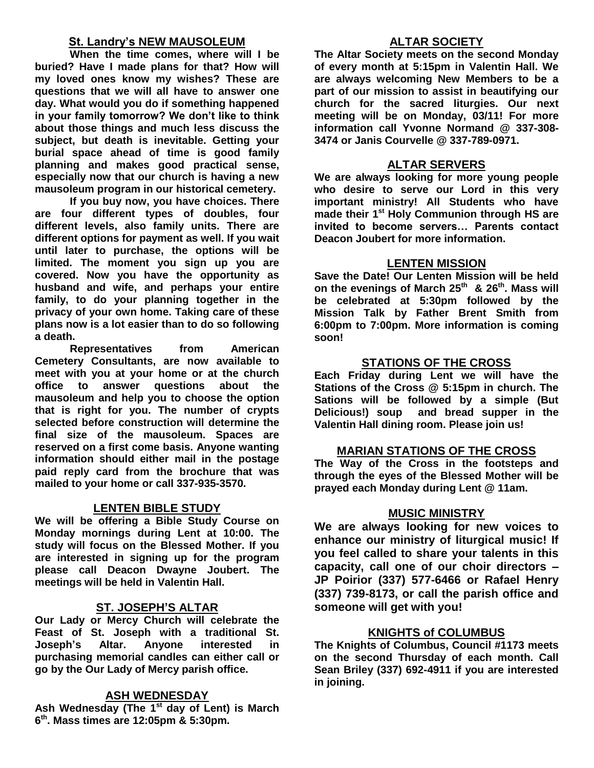## St. Landry's NEW MAUSOLEUM

**When the time comes, where will I be buried? Have I made plans for that? How will my loved ones know my wishes? These are questions that we will all have to answer one day. What would you do if something happened in your family tomorrow? We don't like to think about those things and much less discuss the subject, but death is inevitable. Getting your burial space ahead of time is good family planning and makes good practical sense, especially now that our church is having a new mausoleum program in our historical cemetery.**

**If you buy now, you have choices. There are four different types of doubles, four different levels, also family units. There are different options for payment as well. If you wait until later to purchase, the options will be limited. The moment you sign up you are covered. Now you have the opportunity as husband and wife, and perhaps your entire family, to do your planning together in the privacy of your own home. Taking care of these plans now is a lot easier than to do so following a death.**

**Representatives from American Cemetery Consultants, are now available to meet with you at your home or at the church office to answer questions about the mausoleum and help you to choose the option that is right for you. The number of crypts selected before construction will determine the final size of the mausoleum. Spaces are reserved on a first come basis. Anyone wanting information should either mail in the postage paid reply card from the brochure that was mailed to your home or call 337-935-3570.**

## LENTEN BIBLE STUDY

**We will be offering a Bible Study Course on Monday mornings during Lent at 10:00. The study will focus on the Blessed Mother. If you are interested in signing up for the program please call Deacon Dwayne Joubert. The meetings will be held in Valentin Hall.**

## ST. JOSEPH'S ALTAR

**Our Lady or Mercy Church will celebrate the Feast of St. Joseph with a traditional St. Joseph's Altar. Anyone interested in purchasing memorial candles can either call or go by the Our Lady of Mercy parish office.**

## ASH WEDNESDAY

**Ash Wednesday (The 1st day of Lent) is March 6th. Mass times are 12:05pm & 5:30pm.**

## ALTAR SOCIETY

**The Altar Society meets on the second Monday of every month at 5:15pm in Valentin Hall. We are always welcoming New Members to be a part of our mission to assist in beautifying our church for the sacred liturgies. Our next meeting will be on Monday, 03/11! For more information call Yvonne Normand @ 337-308-3474 or Janis Courvelle @ 337-789-0971.**

## ALTAR SERVERS

**We are always looking for more young people who desire to serve our Lord in this very important ministry! All Students who have made their 1st Holy Communion through HS are invited to become servers… Parents contact Deacon Joubert for more information.**

## LENTEN MISSION

**Save the Date! Our Lenten Mission will be held on the evenings of March 25th & 26th. Mass will be celebrated at 5:30pm followed by the Mission Talk by Father Brent Smith from 6:00pm to 7:00pm. More information is coming soon!**

## STATIONS OF THE CROSS

**Each Friday during Lent we will have the Stations of the Cross @ 5:15pm in church. The Sations will be followed by a simple (But Delicious!) soup and bread supper in the Valentin Hall dining room. Please join us!**

## MARIAN STATIONS OF THE CROSS

**The Way of the Cross in the footsteps and through the eyes of the Blessed Mother will be prayed each Monday during Lent @ 11am.**

## MUSIC MINISTRY

**We are always looking for new voices to enhance our ministry of liturgical music! If you feel called to share your talents in this capacity, call one of our choir directors – JP Poirior (337) 577-6466 or Rafael Henry (337) 739-8173, or call the parish office and someone will get with you!**

## KNIGHTS of COLUMBUS

**The Knights of Columbus, Council #1173 meets on the second Thursday of each month. Call Sean Briley (337) 692-4911 if you are interested in joining.**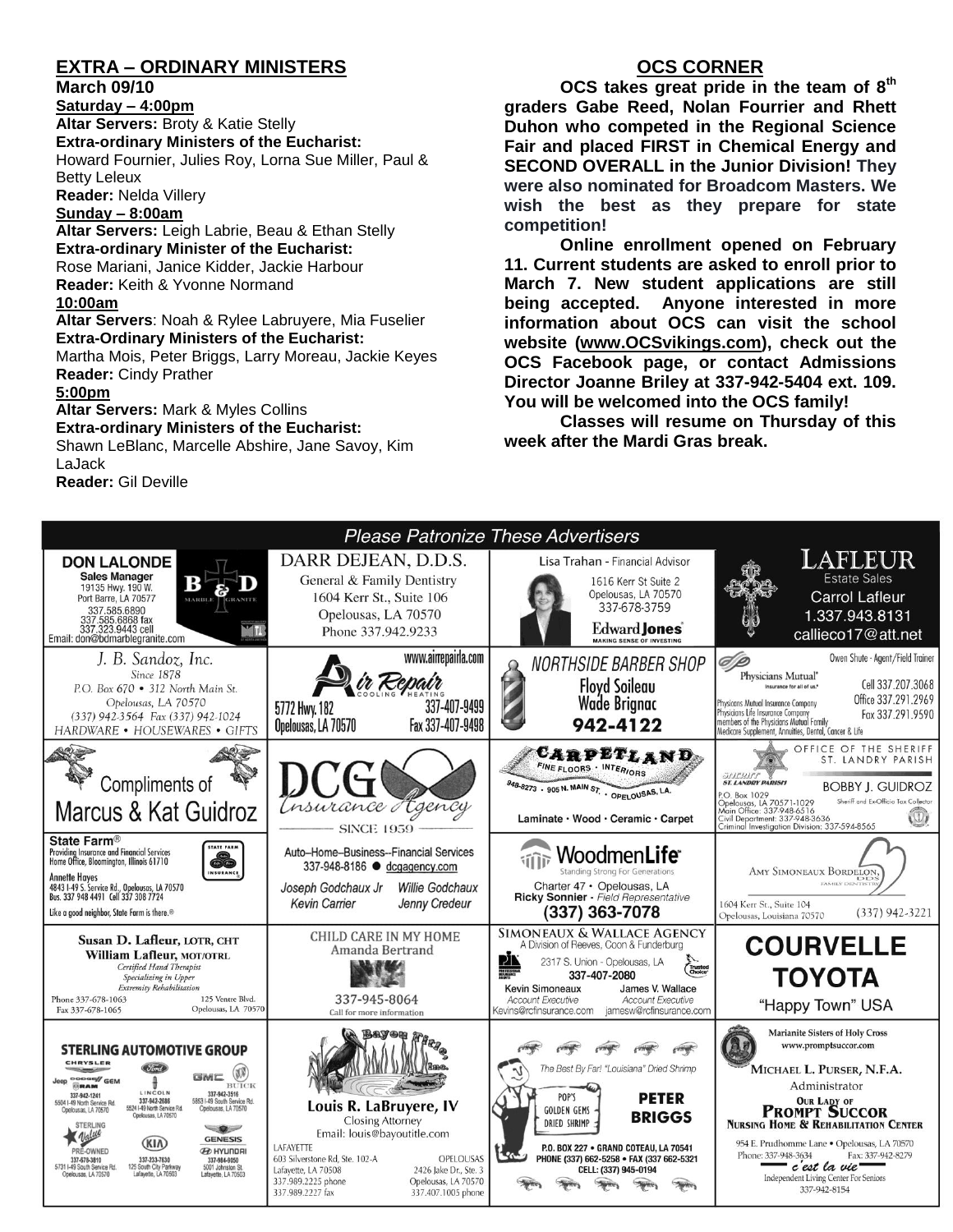## EXTRA – ORDINARY MINISTERS

**March 09/10**

**Saturday – 4:00pm**

**Altar Servers:** Broty & Katie Stelly
**Extra-ordinary Ministers of the Eucharist:**
Howard Fournier, Julies Roy, Lorna Sue Miller, Paul & Betty Leleux
**Reader:** Nelda Villery

**Sunday – 8:00am**

**Altar Servers:** Leigh Labrie, Beau & Ethan Stelly
**Extra-ordinary Minister of the Eucharist:**
Rose Mariani, Janice Kidder, Jackie Harbour
**Reader:** Keith & Yvonne Normand

**10:00am**

**Altar Servers**: Noah & Rylee Labruyere, Mia Fuselier
**Extra-Ordinary Ministers of the Eucharist:**
Martha Mois, Peter Briggs, Larry Moreau, Jackie Keyes
**Reader:** Cindy Prather

**5:00pm**

**Altar Servers:** Mark & Myles Collins
**Extra-ordinary Ministers of the Eucharist:**
Shawn LeBlanc, Marcelle Abshire, Jane Savoy, Kim LaJack
**Reader:** Gil Deville

## OCS CORNER

**OCS takes great pride in the team of 8th graders Gabe Reed, Nolan Fourrier and Rhett Duhon who competed in the Regional Science Fair and placed FIRST in Chemical Energy and SECOND OVERALL in the Junior Division! They were also nominated for Broadcom Masters. We wish the best as they prepare for state competition!**

**Online enrollment opened on February 11. Current students are asked to enroll prior to March 7. New student applications are still being accepted. Anyone interested in more information about OCS can visit the school website (www.OCSvikings.com), check out the OCS Facebook page, or contact Admissions Director Joanne Briley at 337-942-5404 ext. 109. You will be welcomed into the OCS family!**

**Classes will resume on Thursday of this week after the Mardi Gras break.**

## Please Patronize These Advertisers

**DON LALONDE** – Sales Manager – B & D Marble Granite – 19135 Hwy. 190 W., Port Barre, LA 70577 – 337.585.6890, 337.585.6868 fax, 337.323.9443 cell – Email: don@bdmarblegranite.com

**DARR DEJEAN, D.D.S.** – General & Family Dentistry – 1604 Kerr St., Suite 106, Opelousas, LA 70570 – Phone 337.942.9233

**Lisa Trahan** - Financial Advisor – 1616 Kerr St Suite 2, Opelousas, LA 70570 – 337-678-3759 – Edward Jones – Making Sense of Investing

**LAFLEUR Estate Sales** – Carrol Lafleur – 1.337.943.8131 – callieco17@att.net

**J. B. Sandoz, Inc.** – Since 1878 – P.O. Box 670 • 312 North Main St. Opelousas, LA 70570 – (337) 942-3564 Fax (337) 942-1024 – HARDWARE • HOUSEWARES • GIFTS

**Air Repair** – Cooling Heating – www.airrepairla.com – 5772 Hwy. 182, Opelousas, LA 70570 – 337-407-9499, Fax 337-407-9498

**NORTHSIDE BARBER SHOP** – Floyd Soileau, Wade Brignac – 942-4122

**Physicians Mutual** – Insurance for all of us – Owen Shute - Agent/Field Trainer – Cell 337.207.3068, Office 337.291.2969, Fax 337.291.9590 – Physicians Mutual Insurance Company, Physicians Life Insurance Company, members of the Physicians Mutual Family – Medicare Supplement, Annuities, Dental, Cancer & Life

**Compliments of Marcus & Kat Guidroz**

**DCG Insurance Agency** – Since 1959 – Auto–Home–Business–Financial Services – 337-948-8186 • dcgagency.com – Joseph Godchaux Jr, Willie Godchaux, Kevin Carrier, Jenny Credeur

**CARPETLAND** – Fine Floors • Interiors – 948-8273 • 905 N. Main St. • Opelousas, LA. – Laminate • Wood • Ceramic • Carpet

**OFFICE OF THE SHERIFF, ST. LANDRY PARISH** – BOBBY J. GUIDROZ – Sheriff and Ex-Officio Tax Collector – P.O. Box 1029, Opelousas, LA 70571-1029 – Main Office: 337-948-6516 – Civil Department: 337-948-3636 – Criminal Investigation Division: 337-594-8565

**State Farm®** – Providing Insurance and Financial Services, Home Office, Bloomington, Illinois 61710 – Annette Hayes – 4843 I-49 S. Service Rd., Opelousas, LA 70570 – Bus. 337 948 4491 Cell 337 308 7724 – Like a good neighbor, State Farm is there.®

**WoodmenLife** – Standing Strong For Generations – Charter 47 • Opelousas, LA – Ricky Sonnier - Field Representative – (337) 363-7078

**AMY SIMONEAUX BORDELON, DDS** – Family Dentistry – 1604 Kerr St., Suite 104, Opelousas, Louisiana 70570 – (337) 942-3221

**Susan D. Lafleur, LOTR, CHT** – **William Lafleur, MOT/OTRL** – Certified Hand Therapist – Specializing in Upper Extremity Rehabilitation – Phone 337-678-1063, Fax 337-678-1065 – 125 Ventre Blvd. Opelousas, LA 70570

**CHILD CARE IN MY HOME** – Amanda Bertrand – 337-945-8064 – Call for more information

**SIMONEAUX & WALLACE AGENCY** – A Division of Reeves, Coon & Funderburg – 2317 S. Union - Opelousas, LA – 337-407-2080 – Kevin Simoneaux, Account Executive, Kevins@rcfinsurance.com – James V. Wallace, Account Executive, jamesw@rcfinsurance.com

**COURVELLE TOYOTA** – "Happy Town" USA

**STERLING AUTOMOTIVE GROUP** – Chrysler, Jeep, Dodge, Ram – 337-942-1241, 5504 I-49 North Service Rd. Opelousas, LA 70570 – Ford, Lincoln – 337-942-2686, 5524 I-49 North Service Rd. Opelousas, LA 70570 – GMC, Buick – 337-942-2516, 5853 I-49 South Service Rd. Opelousas, LA 70570 – Sterling Value Pre-Owned – 337-678-3810, 5731 I-49 South Service Rd. Opelousas, LA 70570 – Kia – 337-233-7630, 125 South City Parkway, Lafayette, LA 70503 – Genesis, Hyundai – 337-984-9050, 5001 Johnston St. Lafayette, LA 70503

**Bayou Title, Inc.** – Louis R. LaBruyere, IV – Closing Attorney – Email: louis@bayoutitle.com – LAFAYETTE: 603 Silverstone Rd, Ste. 102-A, Lafayette, LA 70508, 337.989.2225 phone, 337.989.2227 fax – OPELOUSAS: 2426 Jake Dr., Ste. 3, Opelousas, LA 70570, 337.407.1005 phone

**POP'S GOLDEN GEMS DRIED SHRIMP** – PETER BRIGGS – The Best By Far! "Louisiana" Dried Shrimp – P.O. BOX 227 • GRAND COTEAU, LA 70541 – PHONE (337) 662-5258 • FAX (337) 662-5321 – CELL: (337) 945-0194

**Marianite Sisters of Holy Cross** – www.promptsuccor.com – MICHAEL L. PURSER, N.F.A. – Administrator – OUR LADY OF PROMPT SUCCOR NURSING HOME & REHABILITATION CENTER – 954 E. Prudhomme Lane • Opelousas, LA 70570 – Phone: 337-948-3634, Fax: 337-942-8279 – c'est la vie – Independent Living Center For Seniors – 337-942-8154